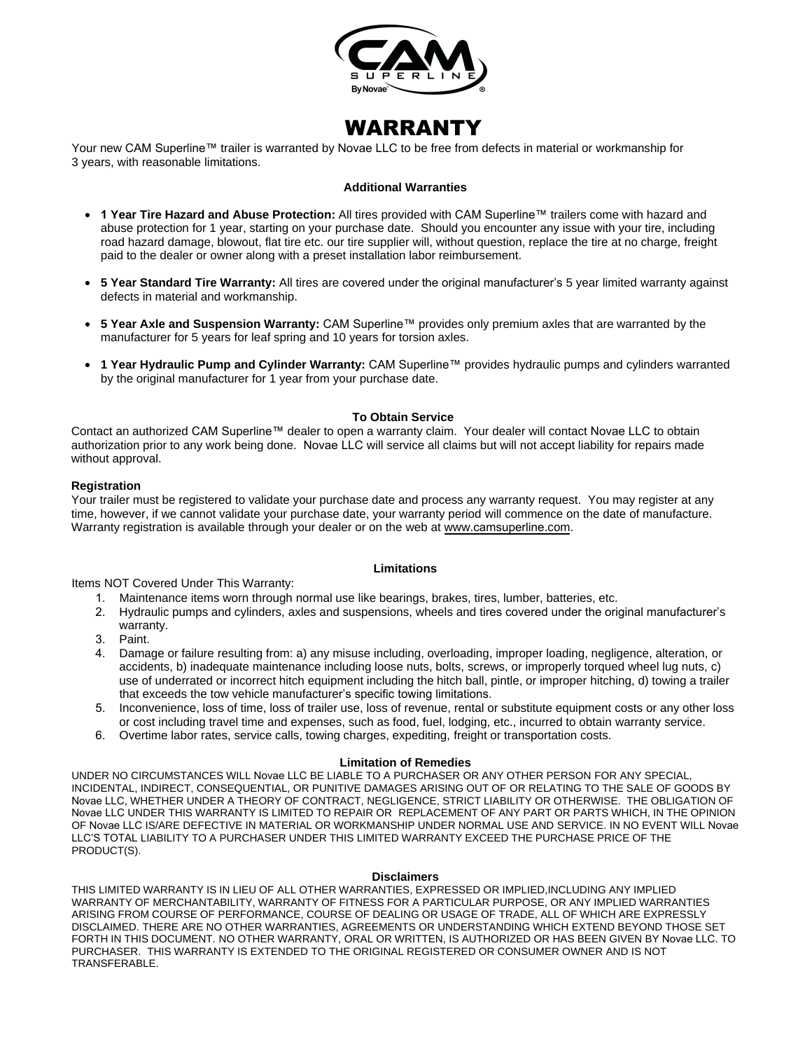# WARRANTY

Your new CAM Superline™ trailer is warranted by Novae LLC to be free from defects in material or workmanship for 3 years, with reasonable limitations.

### Additional Warranties

- **1 Year Tire Hazard and Abuse Protection:** All tires provided with CAM Superline™ trailers come with hazard and abuse protection for 1 year, starting on your purchase date. Should you encounter any issue with your tire, including road hazard damage, blowout, flat tire etc. our tire supplier will, without question, replace the tire at no charge, freight paid to the dealer or owner along with a preset installation labor reimbursement.
- **5 Year Standard Tire Warranty:** All tires are covered under the original manufacturer's 5 year limited warranty against defects in material and workmanship.
- **5 Year Axle and Suspension Warranty:** CAM Superline™ provides only premium axles that are warranted by the manufacturer for 5 years for leaf spring and 10 years for torsion axles.
- **1 Year Hydraulic Pump and Cylinder Warranty:** CAM Superline™ provides hydraulic pumps and cylinders warranted by the original manufacturer for 1 year from your purchase date.

### To Obtain Service

Contact an authorized CAM Superline™ dealer to open a warranty claim. Your dealer will contact Novae LLC to obtain authorization prior to any work being done. Novae LLC will service all claims but will not accept liability for repairs made without approval.

### Registration

Your trailer must be registered to validate your purchase date and process any warranty request. You may register at any time, however, if we cannot validate your purchase date, your warranty period will commence on the date of manufacture. Warranty registration is available through your dealer or on the web at www.camsuperline.com.

### Limitations

Items NOT Covered Under This Warranty:

1. Maintenance items worn through normal use like bearings, brakes, tires, lumber, batteries, etc.
2. Hydraulic pumps and cylinders, axles and suspensions, wheels and tires covered under the original manufacturer's warranty.
3. Paint.
4. Damage or failure resulting from: a) any misuse including, overloading, improper loading, negligence, alteration, or accidents, b) inadequate maintenance including loose nuts, bolts, screws, or improperly torqued wheel lug nuts, c) use of underrated or incorrect hitch equipment including the hitch ball, pintle, or improper hitching, d) towing a trailer that exceeds the tow vehicle manufacturer's specific towing limitations.
5. Inconvenience, loss of time, loss of trailer use, loss of revenue, rental or substitute equipment costs or any other loss or cost including travel time and expenses, such as food, fuel, lodging, etc., incurred to obtain warranty service.
6. Overtime labor rates, service calls, towing charges, expediting, freight or transportation costs.

### Limitation of Remedies

UNDER NO CIRCUMSTANCES WILL Novae LLC BE LIABLE TO A PURCHASER OR ANY OTHER PERSON FOR ANY SPECIAL, INCIDENTAL, INDIRECT, CONSEQUENTIAL, OR PUNITIVE DAMAGES ARISING OUT OF OR RELATING TO THE SALE OF GOODS BY Novae LLC, WHETHER UNDER A THEORY OF CONTRACT, NEGLIGENCE, STRICT LIABILITY OR OTHERWISE. THE OBLIGATION OF Novae LLC UNDER THIS WARRANTY IS LIMITED TO REPAIR OR REPLACEMENT OF ANY PART OR PARTS WHICH, IN THE OPINION OF Novae LLC IS/ARE DEFECTIVE IN MATERIAL OR WORKMANSHIP UNDER NORMAL USE AND SERVICE. IN NO EVENT WILL Novae LLC'S TOTAL LIABILITY TO A PURCHASER UNDER THIS LIMITED WARRANTY EXCEED THE PURCHASE PRICE OF THE PRODUCT(S).

### Disclaimers

THIS LIMITED WARRANTY IS IN LIEU OF ALL OTHER WARRANTIES, EXPRESSED OR IMPLIED,INCLUDING ANY IMPLIED WARRANTY OF MERCHANTABILITY, WARRANTY OF FITNESS FOR A PARTICULAR PURPOSE, OR ANY IMPLIED WARRANTIES ARISING FROM COURSE OF PERFORMANCE, COURSE OF DEALING OR USAGE OF TRADE, ALL OF WHICH ARE EXPRESSLY DISCLAIMED. THERE ARE NO OTHER WARRANTIES, AGREEMENTS OR UNDERSTANDING WHICH EXTEND BEYOND THOSE SET FORTH IN THIS DOCUMENT. NO OTHER WARRANTY, ORAL OR WRITTEN, IS AUTHORIZED OR HAS BEEN GIVEN BY Novae LLC. TO PURCHASER. THIS WARRANTY IS EXTENDED TO THE ORIGINAL REGISTERED OR CONSUMER OWNER AND IS NOT TRANSFERABLE.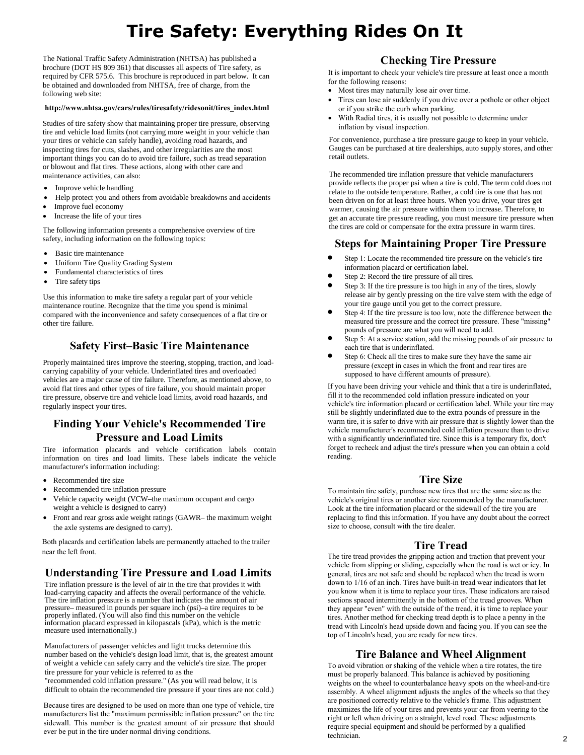# Tire Safety: Everything Rides On It

The National Traffic Safety Administration (NHTSA) has published a brochure (DOT HS 809 361) that discusses all aspects of Tire safety, as required by CFR 575.6. This brochure is reproduced in part below. It can be obtained and downloaded from NHTSA, free of charge, from the following web site:

**http://www.nhtsa.gov/cars/rules/tiresafety/ridesonit/tires_index.html**

Studies of tire safety show that maintaining proper tire pressure, observing tire and vehicle load limits (not carrying more weight in your vehicle than your tires or vehicle can safely handle), avoiding road hazards, and inspecting tires for cuts, slashes, and other irregularities are the most important things you can do to avoid tire failure, such as tread separation or blowout and flat tires. These actions, along with other care and maintenance activities, can also:

- Improve vehicle handling
- Help protect you and others from avoidable breakdowns and accidents
- Improve fuel economy
- Increase the life of your tires

The following information presents a comprehensive overview of tire safety, including information on the following topics:

- Basic tire maintenance
- Uniform Tire Quality Grading System
- Fundamental characteristics of tires
- Tire safety tips

Use this information to make tire safety a regular part of your vehicle maintenance routine. Recognize that the time you spend is minimal compared with the inconvenience and safety consequences of a flat tire or other tire failure.

## Safety First–Basic Tire Maintenance

Properly maintained tires improve the steering, stopping, traction, and load-carrying capability of your vehicle. Underinflated tires and overloaded vehicles are a major cause of tire failure. Therefore, as mentioned above, to avoid flat tires and other types of tire failure, you should maintain proper tire pressure, observe tire and vehicle load limits, avoid road hazards, and regularly inspect your tires.

## Finding Your Vehicle's Recommended Tire Pressure and Load Limits

Tire information placards and vehicle certification labels contain information on tires and load limits. These labels indicate the vehicle manufacturer's information including:

- Recommended tire size
- Recommended tire inflation pressure
- Vehicle capacity weight (VCW–the maximum occupant and cargo weight a vehicle is designed to carry)
- Front and rear gross axle weight ratings (GAWR– the maximum weight the axle systems are designed to carry).

Both placards and certification labels are permanently attached to the trailer near the left front.

## Understanding Tire Pressure and Load Limits

Tire inflation pressure is the level of air in the tire that provides it with load-carrying capacity and affects the overall performance of the vehicle. The tire inflation pressure is a number that indicates the amount of air pressure– measured in pounds per square inch (psi)–a tire requires to be properly inflated. (You will also find this number on the vehicle information placard expressed in kilopascals (kPa), which is the metric measure used internationally.)

Manufacturers of passenger vehicles and light trucks determine this number based on the vehicle's design load limit, that is, the greatest amount of weight a vehicle can safely carry and the vehicle's tire size. The proper tire pressure for your vehicle is referred to as the "recommended cold inflation pressure." (As you will read below, it is difficult to obtain the recommended tire pressure if your tires are not cold.)

Because tires are designed to be used on more than one type of vehicle, tire manufacturers list the "maximum permissible inflation pressure" on the tire sidewall. This number is the greatest amount of air pressure that should ever be put in the tire under normal driving conditions.

## Checking Tire Pressure

It is important to check your vehicle's tire pressure at least once a month for the following reasons:

- Most tires may naturally lose air over time.
- Tires can lose air suddenly if you drive over a pothole or other object or if you strike the curb when parking.
- With Radial tires, it is usually not possible to determine under inflation by visual inspection.

For convenience, purchase a tire pressure gauge to keep in your vehicle. Gauges can be purchased at tire dealerships, auto supply stores, and other retail outlets.

The recommended tire inflation pressure that vehicle manufacturers provide reflects the proper psi when a tire is cold. The term cold does not relate to the outside temperature. Rather, a cold tire is one that has not been driven on for at least three hours. When you drive, your tires get warmer, causing the air pressure within them to increase. Therefore, to get an accurate tire pressure reading, you must measure tire pressure when the tires are cold or compensate for the extra pressure in warm tires.

## Steps for Maintaining Proper Tire Pressure

- Step 1: Locate the recommended tire pressure on the vehicle's tire information placard or certification label.
- Step 2: Record the tire pressure of all tires.
- Step 3: If the tire pressure is too high in any of the tires, slowly release air by gently pressing on the tire valve stem with the edge of your tire gauge until you get to the correct pressure.
- Step 4: If the tire pressure is too low, note the difference between the measured tire pressure and the correct tire pressure. These "missing" pounds of pressure are what you will need to add.
- Step 5: At a service station, add the missing pounds of air pressure to each tire that is underinflated.
- Step 6: Check all the tires to make sure they have the same air pressure (except in cases in which the front and rear tires are supposed to have different amounts of pressure).

If you have been driving your vehicle and think that a tire is underinflated, fill it to the recommended cold inflation pressure indicated on your vehicle's tire information placard or certification label. While your tire may still be slightly underinflated due to the extra pounds of pressure in the warm tire, it is safer to drive with air pressure that is slightly lower than the vehicle manufacturer's recommended cold inflation pressure than to drive with a significantly underinflated tire. Since this is a temporary fix, don't forget to recheck and adjust the tire's pressure when you can obtain a cold reading.

## Tire Size

To maintain tire safety, purchase new tires that are the same size as the vehicle's original tires or another size recommended by the manufacturer. Look at the tire information placard or the sidewall of the tire you are replacing to find this information. If you have any doubt about the correct size to choose, consult with the tire dealer.

## Tire Tread

The tire tread provides the gripping action and traction that prevent your vehicle from slipping or sliding, especially when the road is wet or icy. In general, tires are not safe and should be replaced when the tread is worn down to 1/16 of an inch. Tires have built-in tread wear indicators that let you know when it is time to replace your tires. These indicators are raised sections spaced intermittently in the bottom of the tread grooves. When they appear "even" with the outside of the tread, it is time to replace your tires. Another method for checking tread depth is to place a penny in the tread with Lincoln's head upside down and facing you. If you can see the top of Lincoln's head, you are ready for new tires.

## Tire Balance and Wheel Alignment

To avoid vibration or shaking of the vehicle when a tire rotates, the tire must be properly balanced. This balance is achieved by positioning weights on the wheel to counterbalance heavy spots on the wheel-and-tire assembly. A wheel alignment adjusts the angles of the wheels so that they are positioned correctly relative to the vehicle's frame. This adjustment maximizes the life of your tires and prevents your car from veering to the right or left when driving on a straight, level road. These adjustments require special equipment and should be performed by a qualified technician.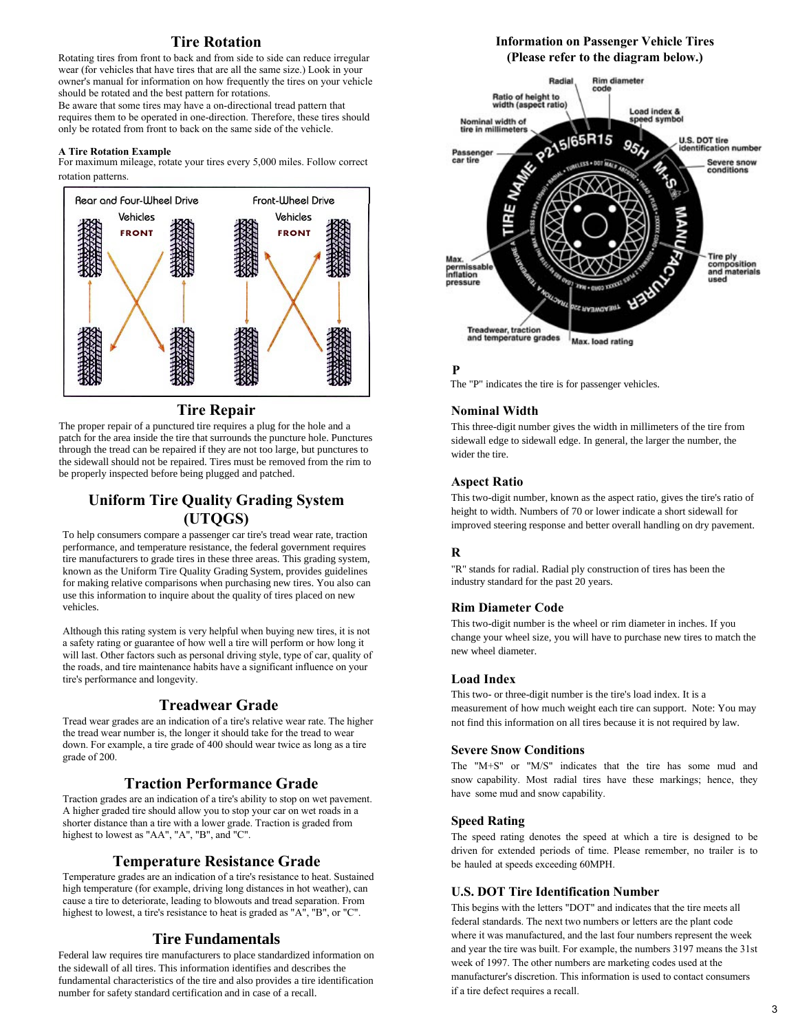## Tire Rotation

Rotating tires from front to back and from side to side can reduce irregular wear (for vehicles that have tires that are all the same size.) Look in your owner's manual for information on how frequently the tires on your vehicle should be rotated and the best pattern for rotations.
Be aware that some tires may have a on-directional tread pattern that requires them to be operated in one-direction. Therefore, these tires should only be rotated from front to back on the same side of the vehicle.

**A Tire Rotation Example**
For maximum mileage, rotate your tires every 5,000 miles. Follow correct rotation patterns.

Rear and Four-Wheel Drive Vehicles — FRONT

Front-Wheel Drive Vehicles — FRONT

## Tire Repair

The proper repair of a punctured tire requires a plug for the hole and a patch for the area inside the tire that surrounds the puncture hole. Punctures through the tread can be repaired if they are not too large, but punctures to the sidewall should not be repaired. Tires must be removed from the rim to be properly inspected before being plugged and patched.

## Uniform Tire Quality Grading System (UTQGS)

To help consumers compare a passenger car tire's tread wear rate, traction performance, and temperature resistance, the federal government requires tire manufacturers to grade tires in these three areas. This grading system, known as the Uniform Tire Quality Grading System, provides guidelines for making relative comparisons when purchasing new tires. You also can use this information to inquire about the quality of tires placed on new vehicles.

Although this rating system is very helpful when buying new tires, it is not a safety rating or guarantee of how well a tire will perform or how long it will last. Other factors such as personal driving style, type of car, quality of the roads, and tire maintenance habits have a significant influence on your tire's performance and longevity.

## Treadwear Grade

Tread wear grades are an indication of a tire's relative wear rate. The higher the tread wear number is, the longer it should take for the tread to wear down. For example, a tire grade of 400 should wear twice as long as a tire grade of 200.

## Traction Performance Grade

Traction grades are an indication of a tire's ability to stop on wet pavement. A higher graded tire should allow you to stop your car on wet roads in a shorter distance than a tire with a lower grade. Traction is graded from highest to lowest as "AA", "A", "B", and "C".

## Temperature Resistance Grade

Temperature grades are an indication of a tire's resistance to heat. Sustained high temperature (for example, driving long distances in hot weather), can cause a tire to deteriorate, leading to blowouts and tread separation. From highest to lowest, a tire's resistance to heat is graded as "A", "B", or "C".

## Tire Fundamentals

Federal law requires tire manufacturers to place standardized information on the sidewall of all tires. This information identifies and describes the fundamental characteristics of the tire and also provides a tire identification number for safety standard certification and in case of a recall.

## Information on Passenger Vehicle Tires (Please refer to the diagram below.)

Radial; Rim diameter code; Ratio of height to width (aspect ratio); Load index & speed symbol; Nominal width of tire in millimeters; U.S. DOT tire identification number; Passenger car tire; Severe snow conditions; Max. permissable inflation pressure; Tire ply composition and materials used; Treadwear, traction and temperature grades; Max. load rating

P215/65R15 95H M+S — TIRE NAME — MANUFACTURER

### P

The "P" indicates the tire is for passenger vehicles.

### Nominal Width

This three-digit number gives the width in millimeters of the tire from sidewall edge to sidewall edge. In general, the larger the number, the wider the tire.

### Aspect Ratio

This two-digit number, known as the aspect ratio, gives the tire's ratio of height to width. Numbers of 70 or lower indicate a short sidewall for improved steering response and better overall handling on dry pavement.

### R

"R" stands for radial. Radial ply construction of tires has been the industry standard for the past 20 years.

### Rim Diameter Code

This two-digit number is the wheel or rim diameter in inches. If you change your wheel size, you will have to purchase new tires to match the new wheel diameter.

### Load Index

This two- or three-digit number is the tire's load index. It is a measurement of how much weight each tire can support. Note: You may not find this information on all tires because it is not required by law.

### Severe Snow Conditions

The "M+S" or "M/S" indicates that the tire has some mud and snow capability. Most radial tires have these markings; hence, they have some mud and snow capability.

### Speed Rating

The speed rating denotes the speed at which a tire is designed to be driven for extended periods of time. Please remember, no trailer is to be hauled at speeds exceeding 60MPH.

### U.S. DOT Tire Identification Number

This begins with the letters "DOT" and indicates that the tire meets all federal standards. The next two numbers or letters are the plant code where it was manufactured, and the last four numbers represent the week and year the tire was built. For example, the numbers 3197 means the 31st week of 1997. The other numbers are marketing codes used at the manufacturer's discretion. This information is used to contact consumers if a tire defect requires a recall.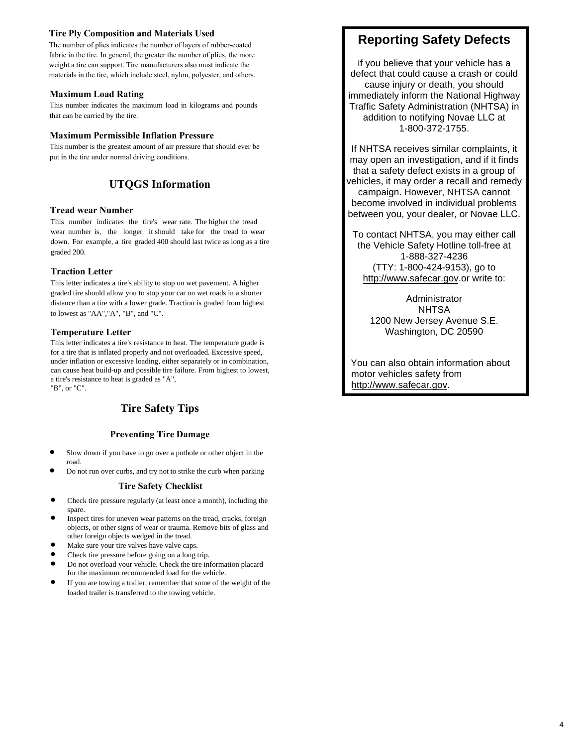### Tire Ply Composition and Materials Used

The number of plies indicates the number of layers of rubber-coated fabric in the tire. In general, the greater the number of plies, the more weight a tire can support. Tire manufacturers also must indicate the materials in the tire, which include steel, nylon, polyester, and others.

### Maximum Load Rating

This number indicates the maximum load in kilograms and pounds that can be carried by the tire.

### Maximum Permissible Inflation Pressure

This number is the greatest amount of air pressure that should ever be put in the tire under normal driving conditions.

## UTQGS Information

### Tread wear Number

This number indicates the tire's wear rate. The higher the tread wear number is, the longer it should take for the tread to wear down. For example, a tire graded 400 should last twice as long as a tire graded 200.

### Traction Letter

This letter indicates a tire's ability to stop on wet pavement. A higher graded tire should allow you to stop your car on wet roads in a shorter distance than a tire with a lower grade. Traction is graded from highest to lowest as "AA","A", "B", and "C".

### Temperature Letter

This letter indicates a tire's resistance to heat. The temperature grade is for a tire that is inflated properly and not overloaded. Excessive speed, under inflation or excessive loading, either separately or in combination, can cause heat build-up and possible tire failure. From highest to lowest, a tire's resistance to heat is graded as "A", "B", or "C".

## Tire Safety Tips

### Preventing Tire Damage

- Slow down if you have to go over a pothole or other object in the road.
- Do not run over curbs, and try not to strike the curb when parking

### Tire Safety Checklist

- Check tire pressure regularly (at least once a month), including the spare.
- Inspect tires for uneven wear patterns on the tread, cracks, foreign objects, or other signs of wear or trauma. Remove bits of glass and other foreign objects wedged in the tread.
- Make sure your tire valves have valve caps.
- Check tire pressure before going on a long trip.
- Do not overload your vehicle. Check the tire information placard for the maximum recommended load for the vehicle.
- If you are towing a trailer, remember that some of the weight of the loaded trailer is transferred to the towing vehicle.

## Reporting Safety Defects

If you believe that your vehicle has a defect that could cause a crash or could cause injury or death, you should immediately inform the National Highway Traffic Safety Administration (NHTSA) in addition to notifying Novae LLC at 1-800-372-1755.

If NHTSA receives similar complaints, it may open an investigation, and if it finds that a safety defect exists in a group of vehicles, it may order a recall and remedy campaign. However, NHTSA cannot become involved in individual problems between you, your dealer, or Novae LLC.

To contact NHTSA, you may either call the Vehicle Safety Hotline toll-free at 1-888-327-4236 (TTY: 1-800-424-9153), go to http://www.safecar.gov.or write to:

Administrator
NHTSA
1200 New Jersey Avenue S.E.
Washington, DC 20590

You can also obtain information about motor vehicles safety from http://www.safecar.gov.